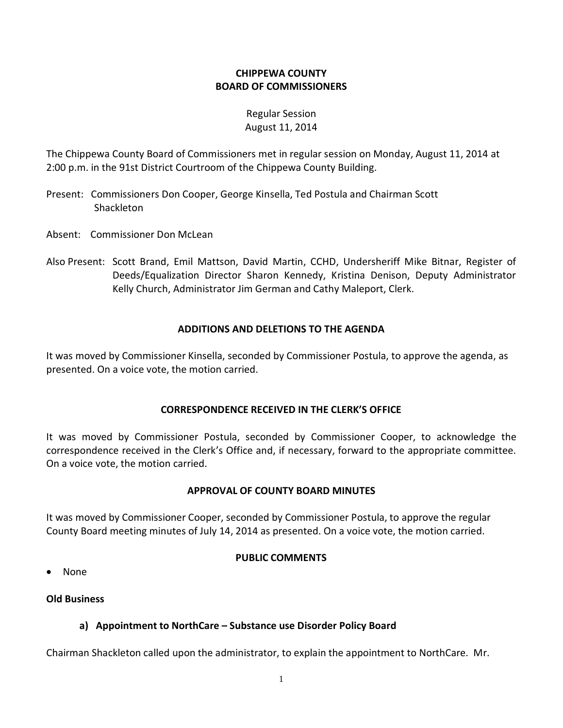# CHIPPEWA COUNTY
# BOARD OF COMMISSIONERS

Regular Session
August 11, 2014

The Chippewa County Board of Commissioners met in regular session on Monday, August 11, 2014 at 2:00 p.m. in the 91st District Courtroom of the Chippewa County Building.

Present: Commissioners Don Cooper, George Kinsella, Ted Postula and Chairman Scott Shackleton

Absent: Commissioner Don McLean

Also Present: Scott Brand, Emil Mattson, David Martin, CCHD, Undersheriff Mike Bitnar, Register of Deeds/Equalization Director Sharon Kennedy, Kristina Denison, Deputy Administrator Kelly Church, Administrator Jim German and Cathy Maleport, Clerk.

## ADDITIONS AND DELETIONS TO THE AGENDA

It was moved by Commissioner Kinsella, seconded by Commissioner Postula, to approve the agenda, as presented. On a voice vote, the motion carried.

## CORRESPONDENCE RECEIVED IN THE CLERK'S OFFICE

It was moved by Commissioner Postula, seconded by Commissioner Cooper, to acknowledge the correspondence received in the Clerk's Office and, if necessary, forward to the appropriate committee. On a voice vote, the motion carried.

## APPROVAL OF COUNTY BOARD MINUTES

It was moved by Commissioner Cooper, seconded by Commissioner Postula, to approve the regular County Board meeting minutes of July 14, 2014 as presented. On a voice vote, the motion carried.

## PUBLIC COMMENTS

- None

**Old Business**

### a) Appointment to NorthCare – Substance use Disorder Policy Board

Chairman Shackleton called upon the administrator, to explain the appointment to NorthCare. Mr.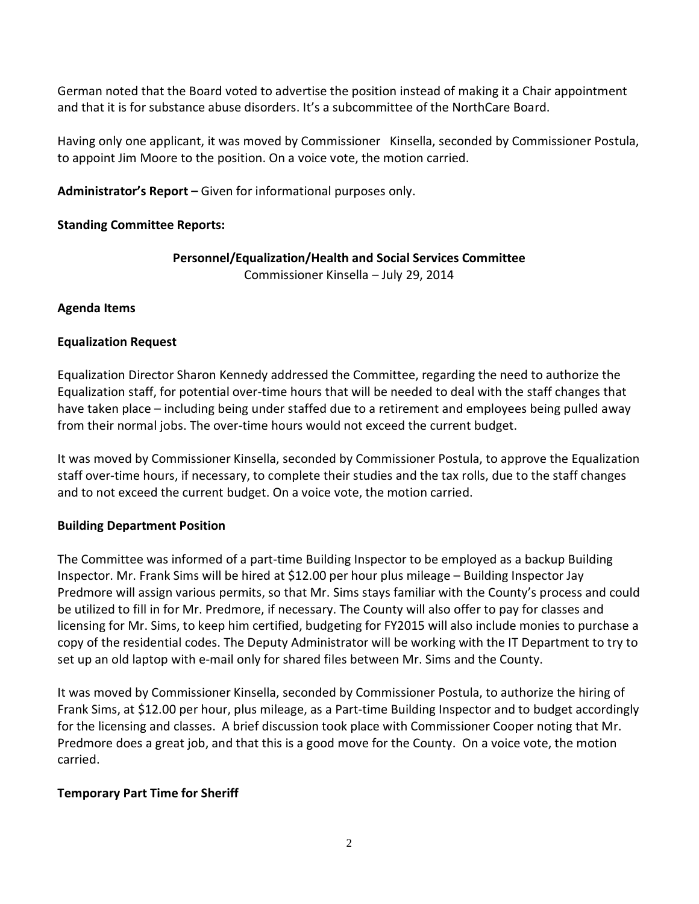German noted that the Board voted to advertise the position instead of making it a Chair appointment and that it is for substance abuse disorders. It's a subcommittee of the NorthCare Board.

Having only one applicant, it was moved by Commissioner Kinsella, seconded by Commissioner Postula, to appoint Jim Moore to the position. On a voice vote, the motion carried.

**Administrator's Report –** Given for informational purposes only.

**Standing Committee Reports:**

**Personnel/Equalization/Health and Social Services Committee**
Commissioner Kinsella – July 29, 2014

**Agenda Items**

**Equalization Request**

Equalization Director Sharon Kennedy addressed the Committee, regarding the need to authorize the Equalization staff, for potential over-time hours that will be needed to deal with the staff changes that have taken place – including being under staffed due to a retirement and employees being pulled away from their normal jobs. The over-time hours would not exceed the current budget.

It was moved by Commissioner Kinsella, seconded by Commissioner Postula, to approve the Equalization staff over-time hours, if necessary, to complete their studies and the tax rolls, due to the staff changes and to not exceed the current budget. On a voice vote, the motion carried.

**Building Department Position**

The Committee was informed of a part-time Building Inspector to be employed as a backup Building Inspector. Mr. Frank Sims will be hired at $12.00 per hour plus mileage – Building Inspector Jay Predmore will assign various permits, so that Mr. Sims stays familiar with the County's process and could be utilized to fill in for Mr. Predmore, if necessary. The County will also offer to pay for classes and licensing for Mr. Sims, to keep him certified, budgeting for FY2015 will also include monies to purchase a copy of the residential codes. The Deputy Administrator will be working with the IT Department to try to set up an old laptop with e-mail only for shared files between Mr. Sims and the County.

It was moved by Commissioner Kinsella, seconded by Commissioner Postula, to authorize the hiring of Frank Sims, at $12.00 per hour, plus mileage, as a Part-time Building Inspector and to budget accordingly for the licensing and classes. A brief discussion took place with Commissioner Cooper noting that Mr. Predmore does a great job, and that this is a good move for the County. On a voice vote, the motion carried.

**Temporary Part Time for Sheriff**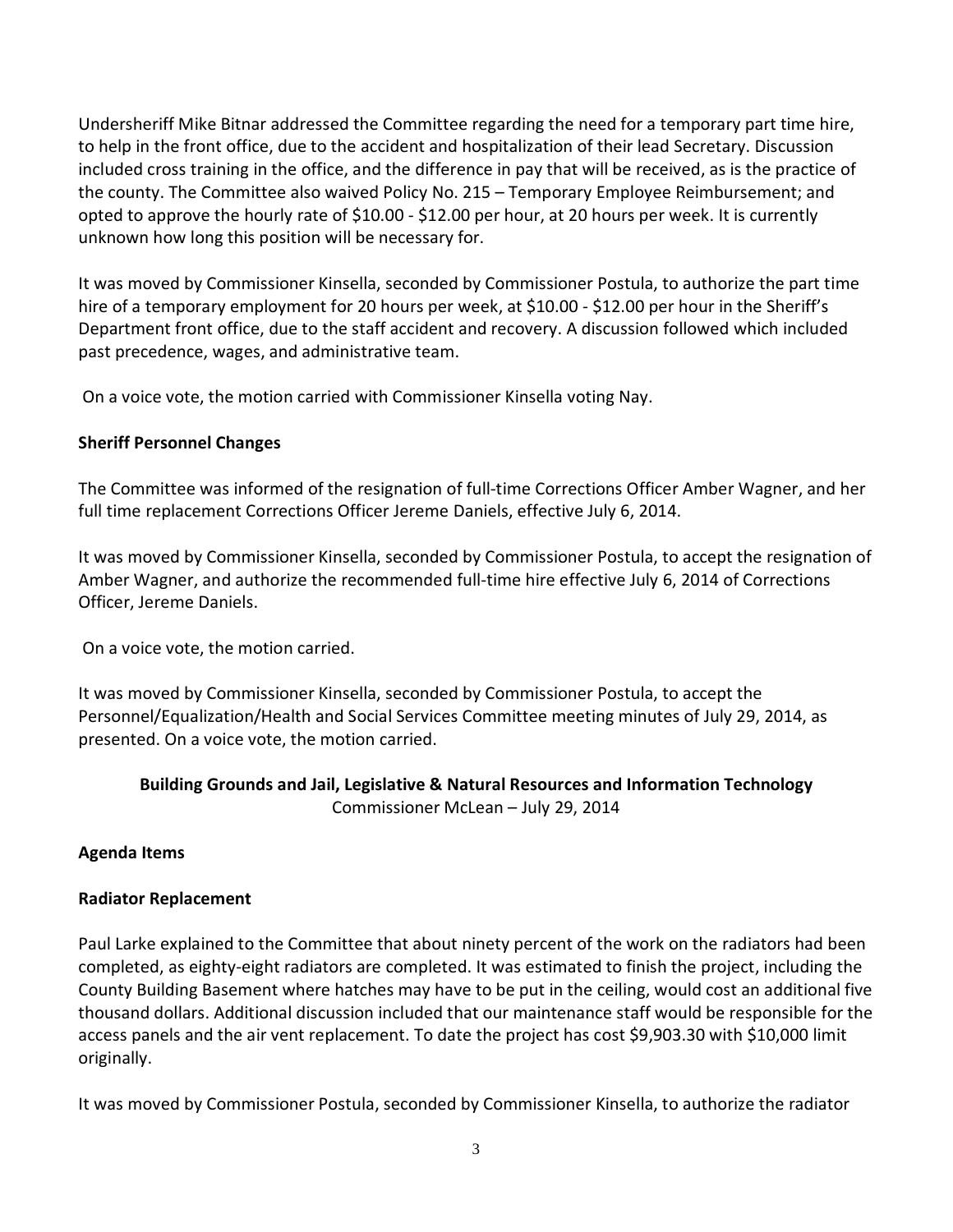Undersheriff Mike Bitnar addressed the Committee regarding the need for a temporary part time hire, to help in the front office, due to the accident and hospitalization of their lead Secretary. Discussion included cross training in the office, and the difference in pay that will be received, as is the practice of the county. The Committee also waived Policy No. 215 – Temporary Employee Reimbursement; and opted to approve the hourly rate of $10.00 - $12.00 per hour, at 20 hours per week. It is currently unknown how long this position will be necessary for.

It was moved by Commissioner Kinsella, seconded by Commissioner Postula, to authorize the part time hire of a temporary employment for 20 hours per week, at $10.00 - $12.00 per hour in the Sheriff's Department front office, due to the staff accident and recovery. A discussion followed which included past precedence, wages, and administrative team.

On a voice vote, the motion carried with Commissioner Kinsella voting Nay.

**Sheriff Personnel Changes**

The Committee was informed of the resignation of full-time Corrections Officer Amber Wagner, and her full time replacement Corrections Officer Jereme Daniels, effective July 6, 2014.

It was moved by Commissioner Kinsella, seconded by Commissioner Postula, to accept the resignation of Amber Wagner, and authorize the recommended full-time hire effective July 6, 2014 of Corrections Officer, Jereme Daniels.

On a voice vote, the motion carried.

It was moved by Commissioner Kinsella, seconded by Commissioner Postula, to accept the Personnel/Equalization/Health and Social Services Committee meeting minutes of July 29, 2014, as presented. On a voice vote, the motion carried.

**Building Grounds and Jail, Legislative & Natural Resources and Information Technology**
Commissioner McLean – July 29, 2014

**Agenda Items**

**Radiator Replacement**

Paul Larke explained to the Committee that about ninety percent of the work on the radiators had been completed, as eighty-eight radiators are completed. It was estimated to finish the project, including the County Building Basement where hatches may have to be put in the ceiling, would cost an additional five thousand dollars. Additional discussion included that our maintenance staff would be responsible for the access panels and the air vent replacement. To date the project has cost $9,903.30 with $10,000 limit originally.

It was moved by Commissioner Postula, seconded by Commissioner Kinsella, to authorize the radiator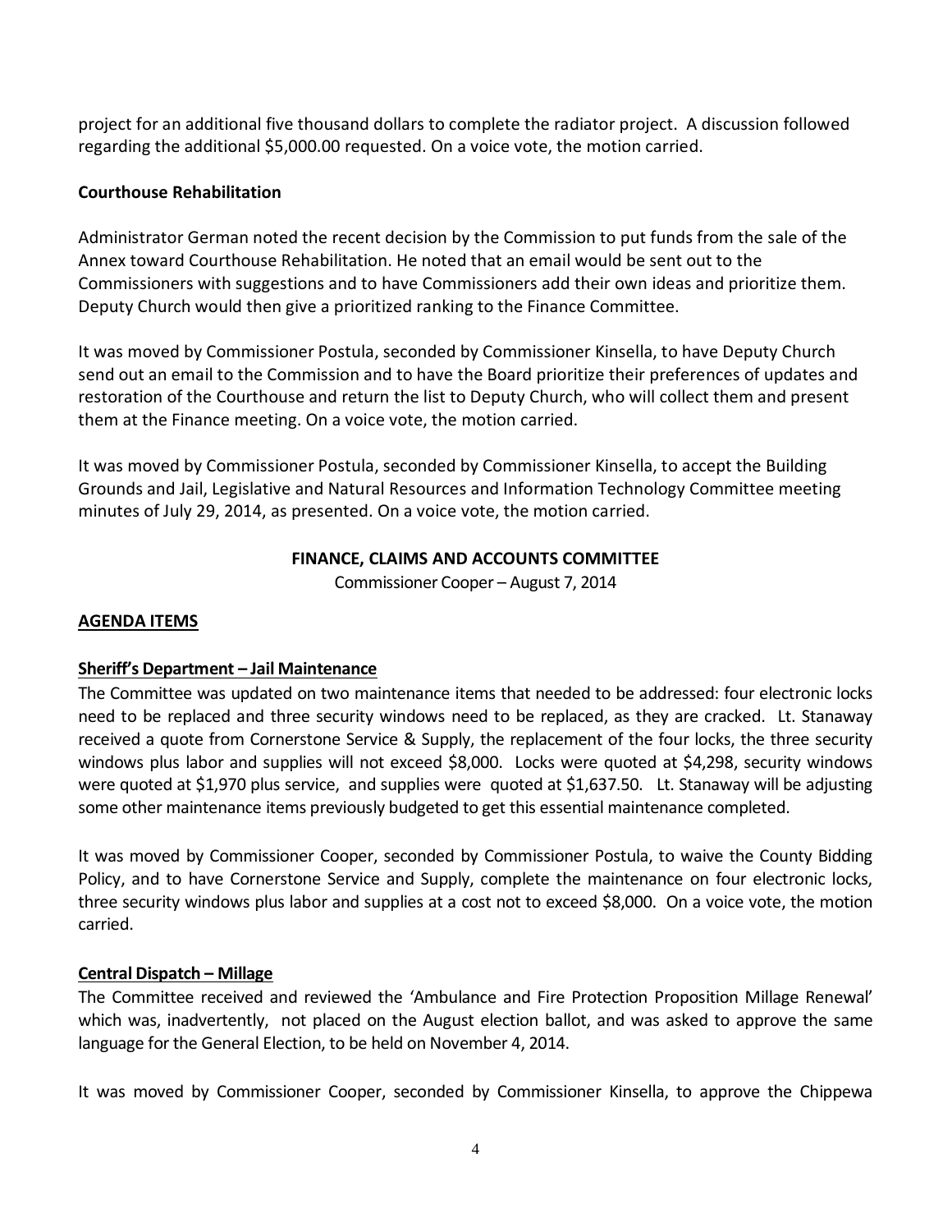project for an additional five thousand dollars to complete the radiator project. A discussion followed regarding the additional $5,000.00 requested. On a voice vote, the motion carried.

**Courthouse Rehabilitation**

Administrator German noted the recent decision by the Commission to put funds from the sale of the Annex toward Courthouse Rehabilitation. He noted that an email would be sent out to the Commissioners with suggestions and to have Commissioners add their own ideas and prioritize them. Deputy Church would then give a prioritized ranking to the Finance Committee.

It was moved by Commissioner Postula, seconded by Commissioner Kinsella, to have Deputy Church send out an email to the Commission and to have the Board prioritize their preferences of updates and restoration of the Courthouse and return the list to Deputy Church, who will collect them and present them at the Finance meeting. On a voice vote, the motion carried.

It was moved by Commissioner Postula, seconded by Commissioner Kinsella, to accept the Building Grounds and Jail, Legislative and Natural Resources and Information Technology Committee meeting minutes of July 29, 2014, as presented. On a voice vote, the motion carried.

## FINANCE, CLAIMS AND ACCOUNTS COMMITTEE

Commissioner Cooper – August 7, 2014

**AGENDA ITEMS**

**Sheriff's Department – Jail Maintenance**

The Committee was updated on two maintenance items that needed to be addressed: four electronic locks need to be replaced and three security windows need to be replaced, as they are cracked. Lt. Stanaway received a quote from Cornerstone Service & Supply, the replacement of the four locks, the three security windows plus labor and supplies will not exceed $8,000. Locks were quoted at $4,298, security windows were quoted at $1,970 plus service, and supplies were quoted at $1,637.50. Lt. Stanaway will be adjusting some other maintenance items previously budgeted to get this essential maintenance completed.

It was moved by Commissioner Cooper, seconded by Commissioner Postula, to waive the County Bidding Policy, and to have Cornerstone Service and Supply, complete the maintenance on four electronic locks, three security windows plus labor and supplies at a cost not to exceed $8,000. On a voice vote, the motion carried.

**Central Dispatch – Millage**

The Committee received and reviewed the 'Ambulance and Fire Protection Proposition Millage Renewal' which was, inadvertently, not placed on the August election ballot, and was asked to approve the same language for the General Election, to be held on November 4, 2014.

It was moved by Commissioner Cooper, seconded by Commissioner Kinsella, to approve the Chippewa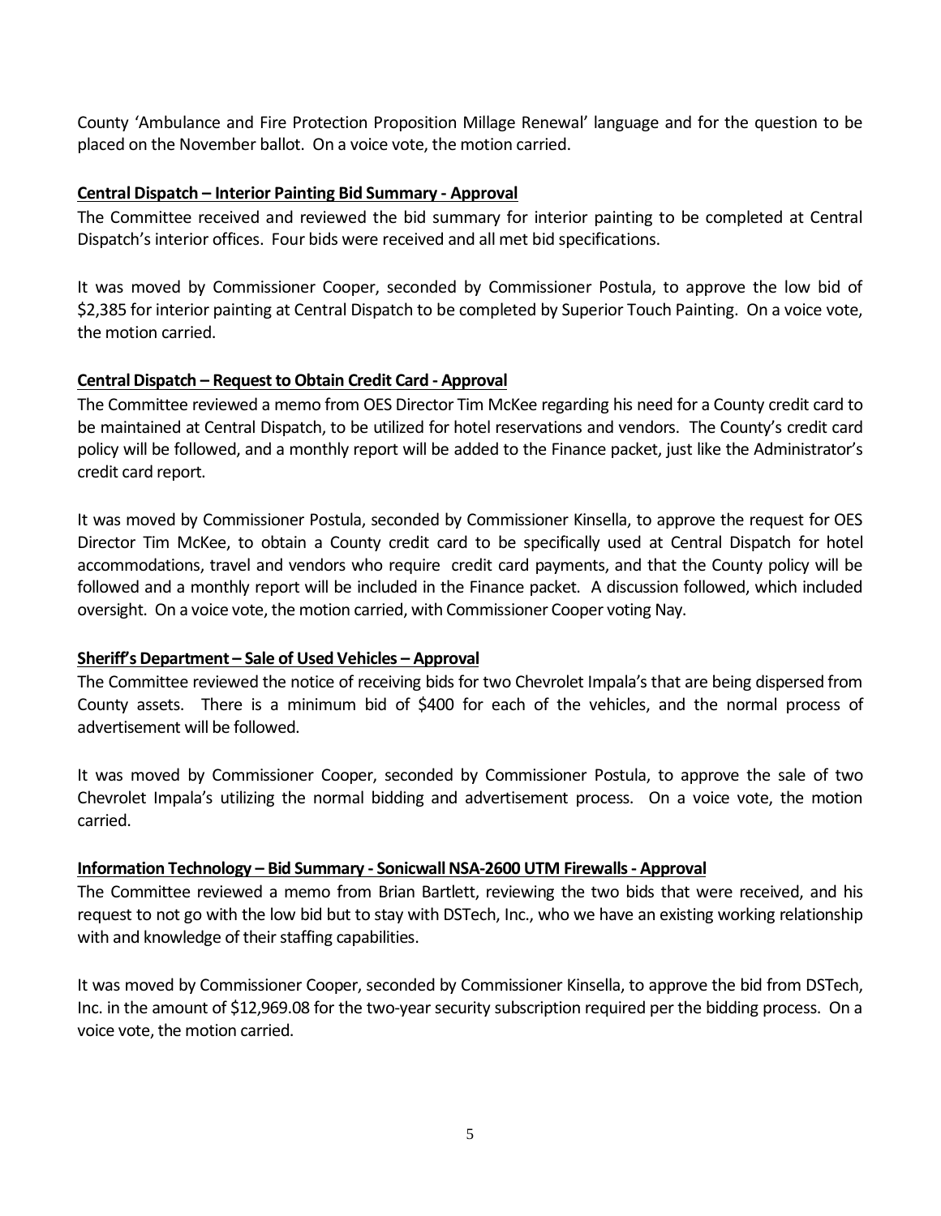County 'Ambulance and Fire Protection Proposition Millage Renewal' language and for the question to be placed on the November ballot. On a voice vote, the motion carried.

**Central Dispatch – Interior Painting Bid Summary - Approval**

The Committee received and reviewed the bid summary for interior painting to be completed at Central Dispatch's interior offices. Four bids were received and all met bid specifications.

It was moved by Commissioner Cooper, seconded by Commissioner Postula, to approve the low bid of $2,385 for interior painting at Central Dispatch to be completed by Superior Touch Painting. On a voice vote, the motion carried.

**Central Dispatch – Request to Obtain Credit Card - Approval**

The Committee reviewed a memo from OES Director Tim McKee regarding his need for a County credit card to be maintained at Central Dispatch, to be utilized for hotel reservations and vendors. The County's credit card policy will be followed, and a monthly report will be added to the Finance packet, just like the Administrator's credit card report.

It was moved by Commissioner Postula, seconded by Commissioner Kinsella, to approve the request for OES Director Tim McKee, to obtain a County credit card to be specifically used at Central Dispatch for hotel accommodations, travel and vendors who require credit card payments, and that the County policy will be followed and a monthly report will be included in the Finance packet. A discussion followed, which included oversight. On a voice vote, the motion carried, with Commissioner Cooper voting Nay.

**Sheriff's Department – Sale of Used Vehicles – Approval**

The Committee reviewed the notice of receiving bids for two Chevrolet Impala's that are being dispersed from County assets. There is a minimum bid of $400 for each of the vehicles, and the normal process of advertisement will be followed.

It was moved by Commissioner Cooper, seconded by Commissioner Postula, to approve the sale of two Chevrolet Impala's utilizing the normal bidding and advertisement process. On a voice vote, the motion carried.

**Information Technology – Bid Summary - Sonicwall NSA-2600 UTM Firewalls - Approval**

The Committee reviewed a memo from Brian Bartlett, reviewing the two bids that were received, and his request to not go with the low bid but to stay with DSTech, Inc., who we have an existing working relationship with and knowledge of their staffing capabilities.

It was moved by Commissioner Cooper, seconded by Commissioner Kinsella, to approve the bid from DSTech, Inc. in the amount of $12,969.08 for the two-year security subscription required per the bidding process. On a voice vote, the motion carried.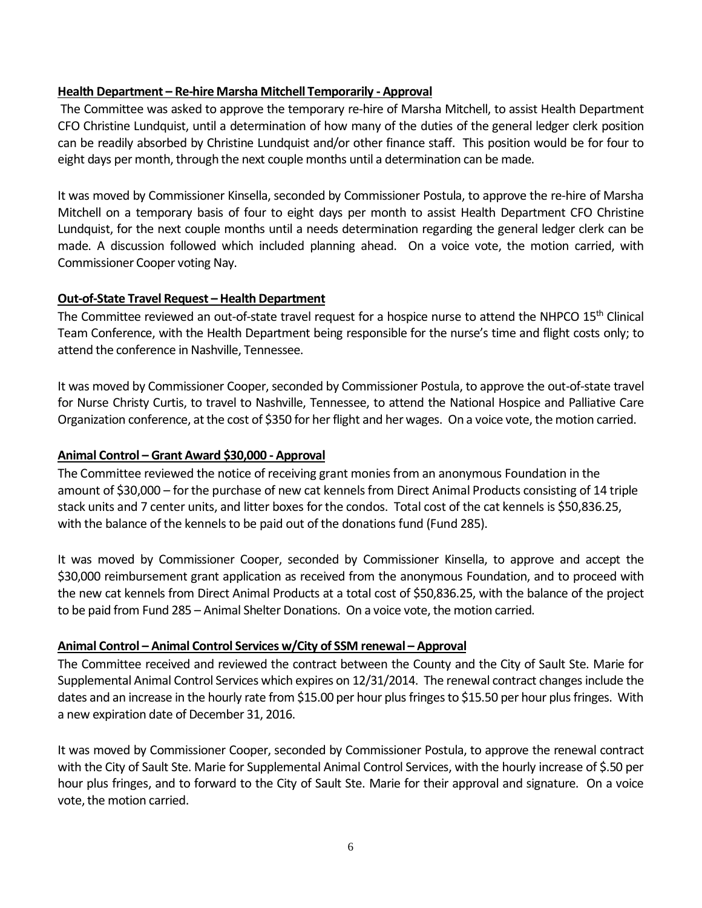**Health Department – Re-hire Marsha Mitchell Temporarily - Approval**

The Committee was asked to approve the temporary re-hire of Marsha Mitchell, to assist Health Department CFO Christine Lundquist, until a determination of how many of the duties of the general ledger clerk position can be readily absorbed by Christine Lundquist and/or other finance staff. This position would be for four to eight days per month, through the next couple months until a determination can be made.

It was moved by Commissioner Kinsella, seconded by Commissioner Postula, to approve the re-hire of Marsha Mitchell on a temporary basis of four to eight days per month to assist Health Department CFO Christine Lundquist, for the next couple months until a needs determination regarding the general ledger clerk can be made. A discussion followed which included planning ahead. On a voice vote, the motion carried, with Commissioner Cooper voting Nay.

**Out-of-State Travel Request – Health Department**

The Committee reviewed an out-of-state travel request for a hospice nurse to attend the NHPCO 15th Clinical Team Conference, with the Health Department being responsible for the nurse's time and flight costs only; to attend the conference in Nashville, Tennessee.

It was moved by Commissioner Cooper, seconded by Commissioner Postula, to approve the out-of-state travel for Nurse Christy Curtis, to travel to Nashville, Tennessee, to attend the National Hospice and Palliative Care Organization conference, at the cost of $350 for her flight and her wages. On a voice vote, the motion carried.

**Animal Control – Grant Award $30,000 - Approval**

The Committee reviewed the notice of receiving grant monies from an anonymous Foundation in the amount of $30,000 – for the purchase of new cat kennels from Direct Animal Products consisting of 14 triple stack units and 7 center units, and litter boxes for the condos. Total cost of the cat kennels is $50,836.25, with the balance of the kennels to be paid out of the donations fund (Fund 285).

It was moved by Commissioner Cooper, seconded by Commissioner Kinsella, to approve and accept the $30,000 reimbursement grant application as received from the anonymous Foundation, and to proceed with the new cat kennels from Direct Animal Products at a total cost of $50,836.25, with the balance of the project to be paid from Fund 285 – Animal Shelter Donations. On a voice vote, the motion carried.

**Animal Control – Animal Control Services w/City of SSM renewal – Approval**

The Committee received and reviewed the contract between the County and the City of Sault Ste. Marie for Supplemental Animal Control Services which expires on 12/31/2014. The renewal contract changes include the dates and an increase in the hourly rate from $15.00 per hour plus fringes to $15.50 per hour plus fringes. With a new expiration date of December 31, 2016.

It was moved by Commissioner Cooper, seconded by Commissioner Postula, to approve the renewal contract with the City of Sault Ste. Marie for Supplemental Animal Control Services, with the hourly increase of $.50 per hour plus fringes, and to forward to the City of Sault Ste. Marie for their approval and signature. On a voice vote, the motion carried.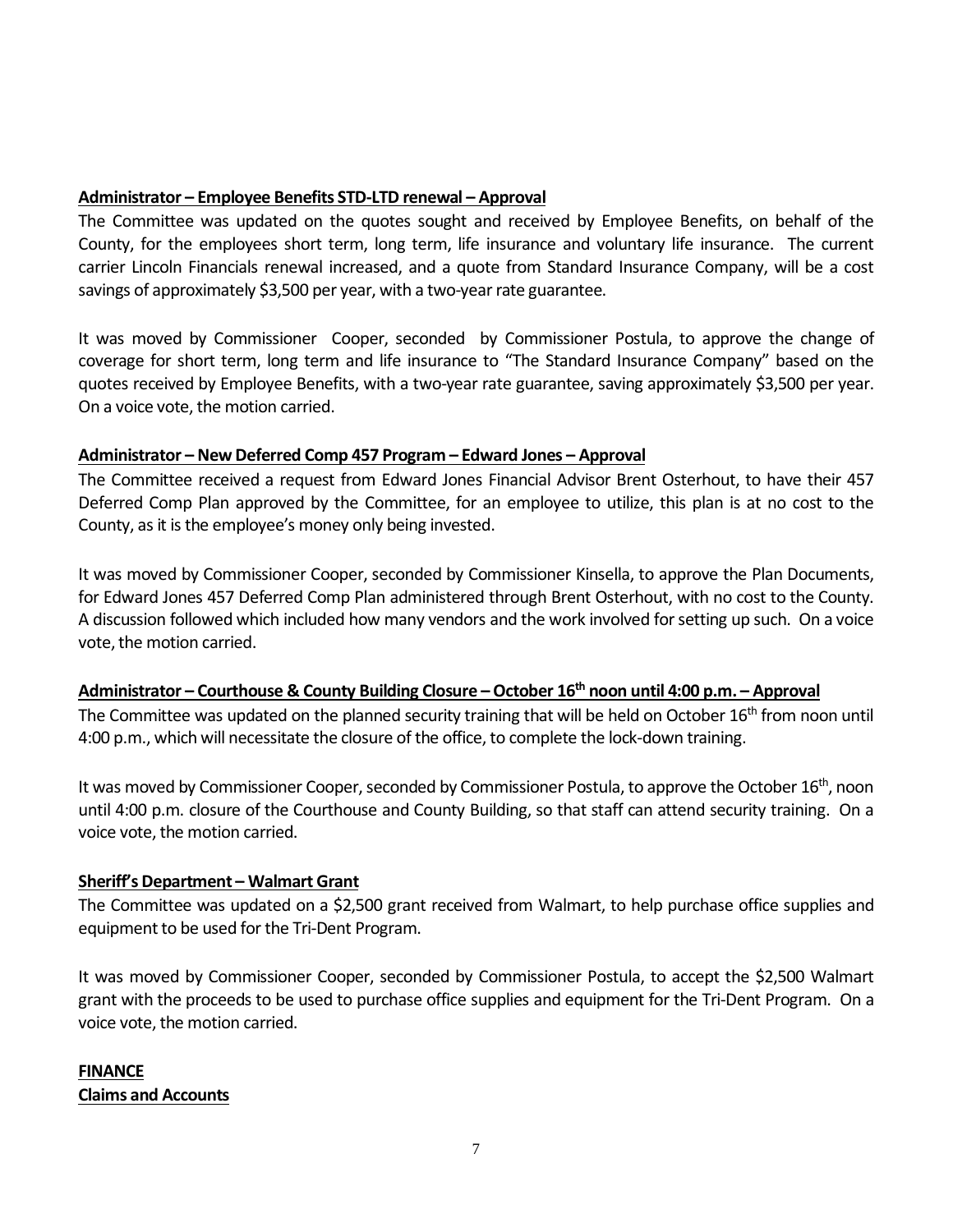**Administrator – Employee Benefits STD-LTD renewal – Approval**

The Committee was updated on the quotes sought and received by Employee Benefits, on behalf of the County, for the employees short term, long term, life insurance and voluntary life insurance. The current carrier Lincoln Financials renewal increased, and a quote from Standard Insurance Company, will be a cost savings of approximately $3,500 per year, with a two-year rate guarantee.

It was moved by Commissioner Cooper, seconded by Commissioner Postula, to approve the change of coverage for short term, long term and life insurance to "The Standard Insurance Company" based on the quotes received by Employee Benefits, with a two-year rate guarantee, saving approximately $3,500 per year. On a voice vote, the motion carried.

**Administrator – New Deferred Comp 457 Program – Edward Jones – Approval**

The Committee received a request from Edward Jones Financial Advisor Brent Osterhout, to have their 457 Deferred Comp Plan approved by the Committee, for an employee to utilize, this plan is at no cost to the County, as it is the employee's money only being invested.

It was moved by Commissioner Cooper, seconded by Commissioner Kinsella, to approve the Plan Documents, for Edward Jones 457 Deferred Comp Plan administered through Brent Osterhout, with no cost to the County. A discussion followed which included how many vendors and the work involved for setting up such. On a voice vote, the motion carried.

**Administrator – Courthouse & County Building Closure – October 16th noon until 4:00 p.m. – Approval**

The Committee was updated on the planned security training that will be held on October 16th from noon until 4:00 p.m., which will necessitate the closure of the office, to complete the lock-down training.

It was moved by Commissioner Cooper, seconded by Commissioner Postula, to approve the October 16th, noon until 4:00 p.m. closure of the Courthouse and County Building, so that staff can attend security training. On a voice vote, the motion carried.

**Sheriff's Department – Walmart Grant**

The Committee was updated on a $2,500 grant received from Walmart, to help purchase office supplies and equipment to be used for the Tri-Dent Program.

It was moved by Commissioner Cooper, seconded by Commissioner Postula, to accept the $2,500 Walmart grant with the proceeds to be used to purchase office supplies and equipment for the Tri-Dent Program. On a voice vote, the motion carried.

**FINANCE**

**Claims and Accounts**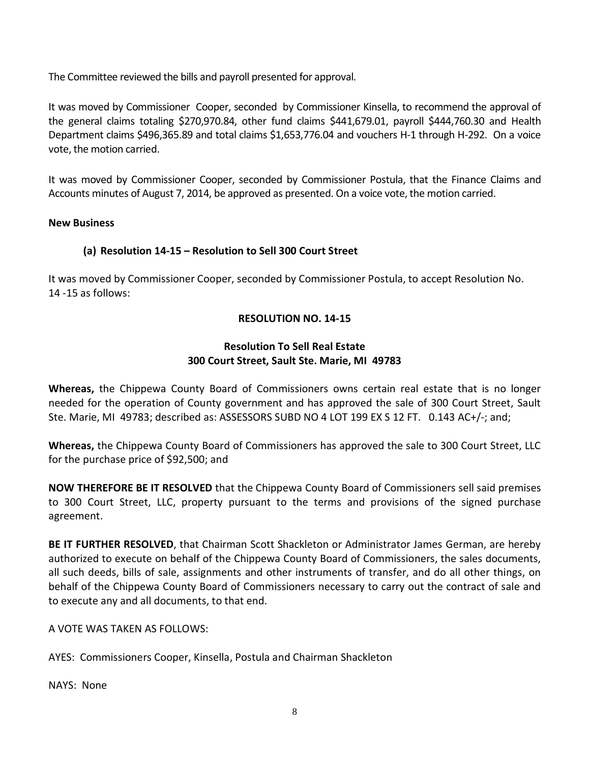The Committee reviewed the bills and payroll presented for approval.

It was moved by Commissioner Cooper, seconded by Commissioner Kinsella, to recommend the approval of the general claims totaling $270,970.84, other fund claims $441,679.01, payroll $444,760.30 and Health Department claims $496,365.89 and total claims $1,653,776.04 and vouchers H-1 through H-292. On a voice vote, the motion carried.

It was moved by Commissioner Cooper, seconded by Commissioner Postula, that the Finance Claims and Accounts minutes of August 7, 2014, be approved as presented. On a voice vote, the motion carried.

**New Business**

**(a) Resolution 14-15 – Resolution to Sell 300 Court Street**

It was moved by Commissioner Cooper, seconded by Commissioner Postula, to accept Resolution No. 14 -15 as follows:

**RESOLUTION NO. 14-15**

**Resolution To Sell Real Estate**
**300 Court Street, Sault Ste. Marie, MI 49783**

**Whereas,** the Chippewa County Board of Commissioners owns certain real estate that is no longer needed for the operation of County government and has approved the sale of 300 Court Street, Sault Ste. Marie, MI 49783; described as: ASSESSORS SUBD NO 4 LOT 199 EX S 12 FT. 0.143 AC+/-; and;

**Whereas,** the Chippewa County Board of Commissioners has approved the sale to 300 Court Street, LLC for the purchase price of $92,500; and

**NOW THEREFORE BE IT RESOLVED** that the Chippewa County Board of Commissioners sell said premises to 300 Court Street, LLC, property pursuant to the terms and provisions of the signed purchase agreement.

**BE IT FURTHER RESOLVED**, that Chairman Scott Shackleton or Administrator James German, are hereby authorized to execute on behalf of the Chippewa County Board of Commissioners, the sales documents, all such deeds, bills of sale, assignments and other instruments of transfer, and do all other things, on behalf of the Chippewa County Board of Commissioners necessary to carry out the contract of sale and to execute any and all documents, to that end.

A VOTE WAS TAKEN AS FOLLOWS:

AYES: Commissioners Cooper, Kinsella, Postula and Chairman Shackleton

NAYS: None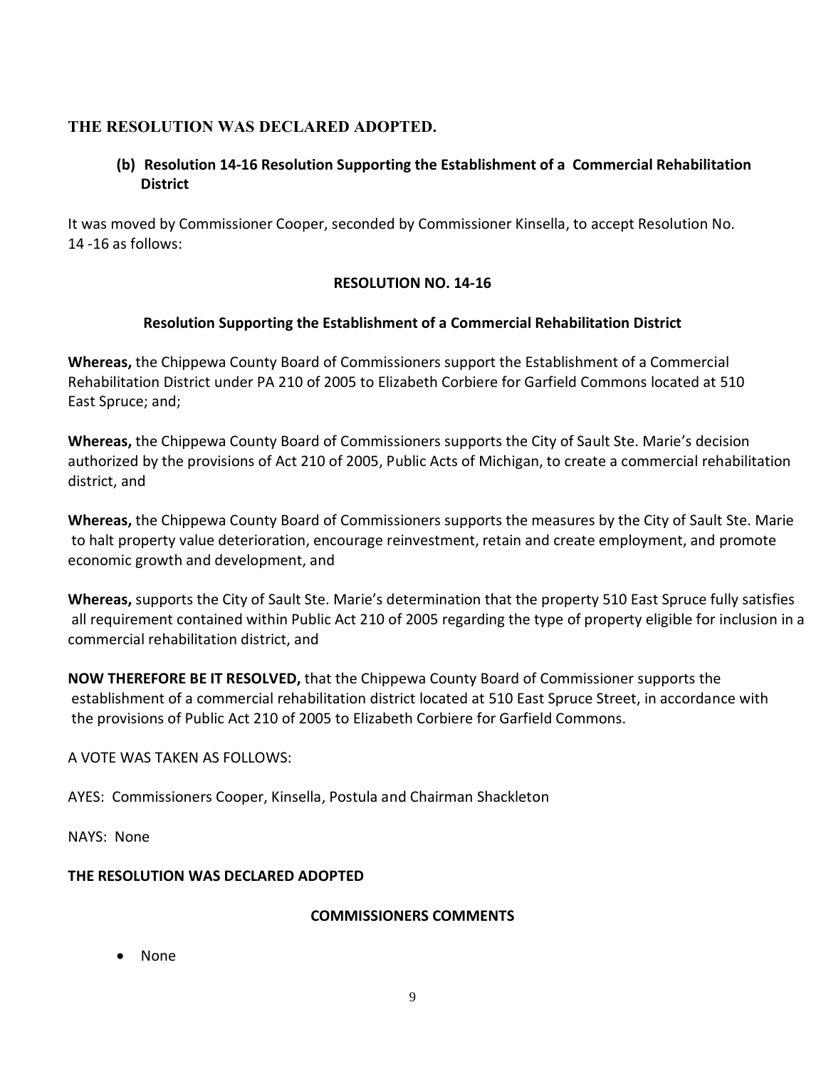**THE RESOLUTION WAS DECLARED ADOPTED.**

### (b) Resolution 14-16 Resolution Supporting the Establishment of a Commercial Rehabilitation District

It was moved by Commissioner Cooper, seconded by Commissioner Kinsella, to accept Resolution No. 14 -16 as follows:

**RESOLUTION NO. 14-16**

**Resolution Supporting the Establishment of a Commercial Rehabilitation District**

**Whereas,** the Chippewa County Board of Commissioners support the Establishment of a Commercial Rehabilitation District under PA 210 of 2005 to Elizabeth Corbiere for Garfield Commons located at 510 East Spruce; and;

**Whereas,** the Chippewa County Board of Commissioners supports the City of Sault Ste. Marie's decision authorized by the provisions of Act 210 of 2005, Public Acts of Michigan, to create a commercial rehabilitation district, and

**Whereas,** the Chippewa County Board of Commissioners supports the measures by the City of Sault Ste. Marie to halt property value deterioration, encourage reinvestment, retain and create employment, and promote economic growth and development, and

**Whereas,** supports the City of Sault Ste. Marie's determination that the property 510 East Spruce fully satisfies all requirement contained within Public Act 210 of 2005 regarding the type of property eligible for inclusion in a commercial rehabilitation district, and

**NOW THEREFORE BE IT RESOLVED,** that the Chippewa County Board of Commissioner supports the establishment of a commercial rehabilitation district located at 510 East Spruce Street, in accordance with the provisions of Public Act 210 of 2005 to Elizabeth Corbiere for Garfield Commons.

A VOTE WAS TAKEN AS FOLLOWS:

AYES: Commissioners Cooper, Kinsella, Postula and Chairman Shackleton

NAYS: None

**THE RESOLUTION WAS DECLARED ADOPTED**

**COMMISSIONERS COMMENTS**

- None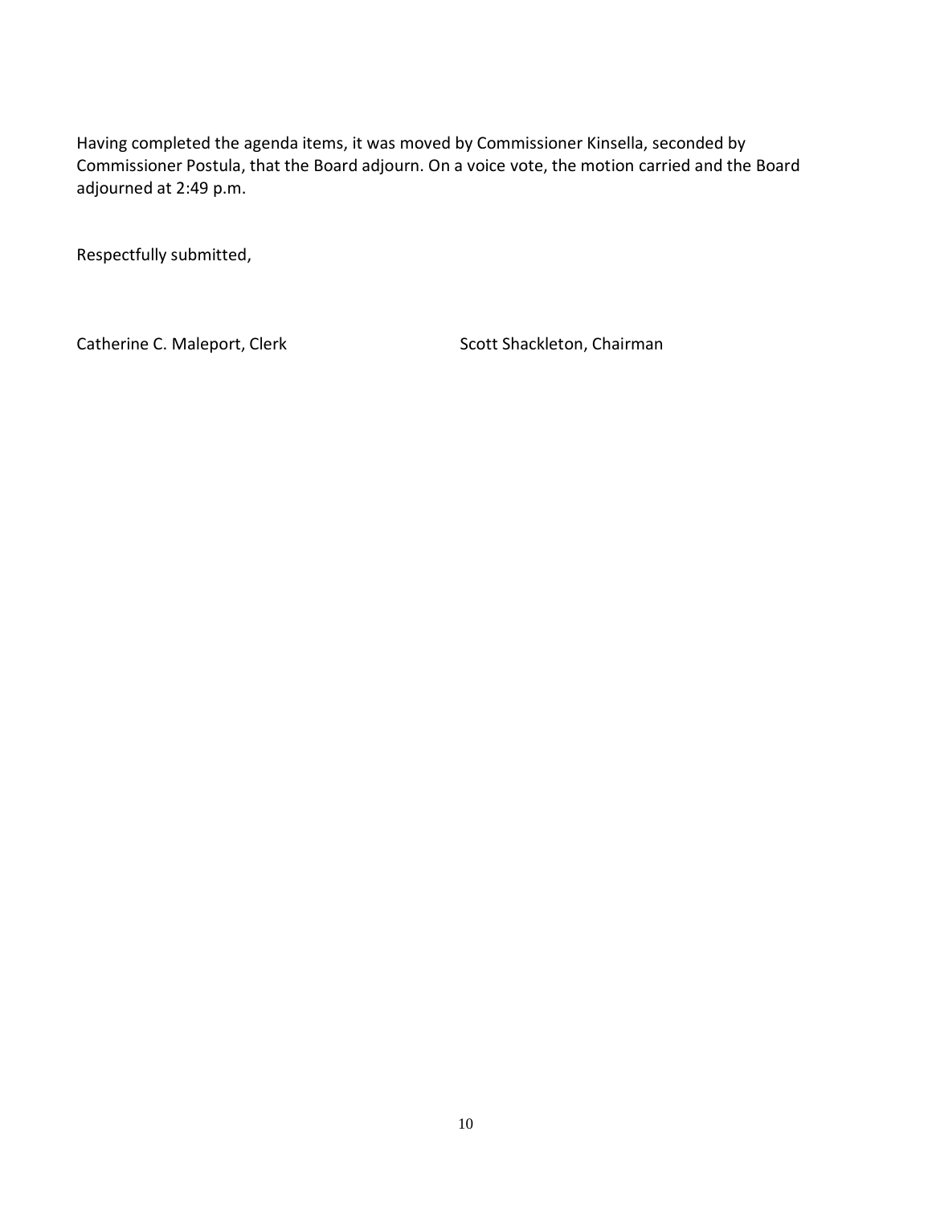Having completed the agenda items, it was moved by Commissioner Kinsella, seconded by Commissioner Postula, that the Board adjourn. On a voice vote, the motion carried and the Board adjourned at 2:49 p.m.

Respectfully submitted,

Catherine C. Maleport, Clerk Scott Shackleton, Chairman